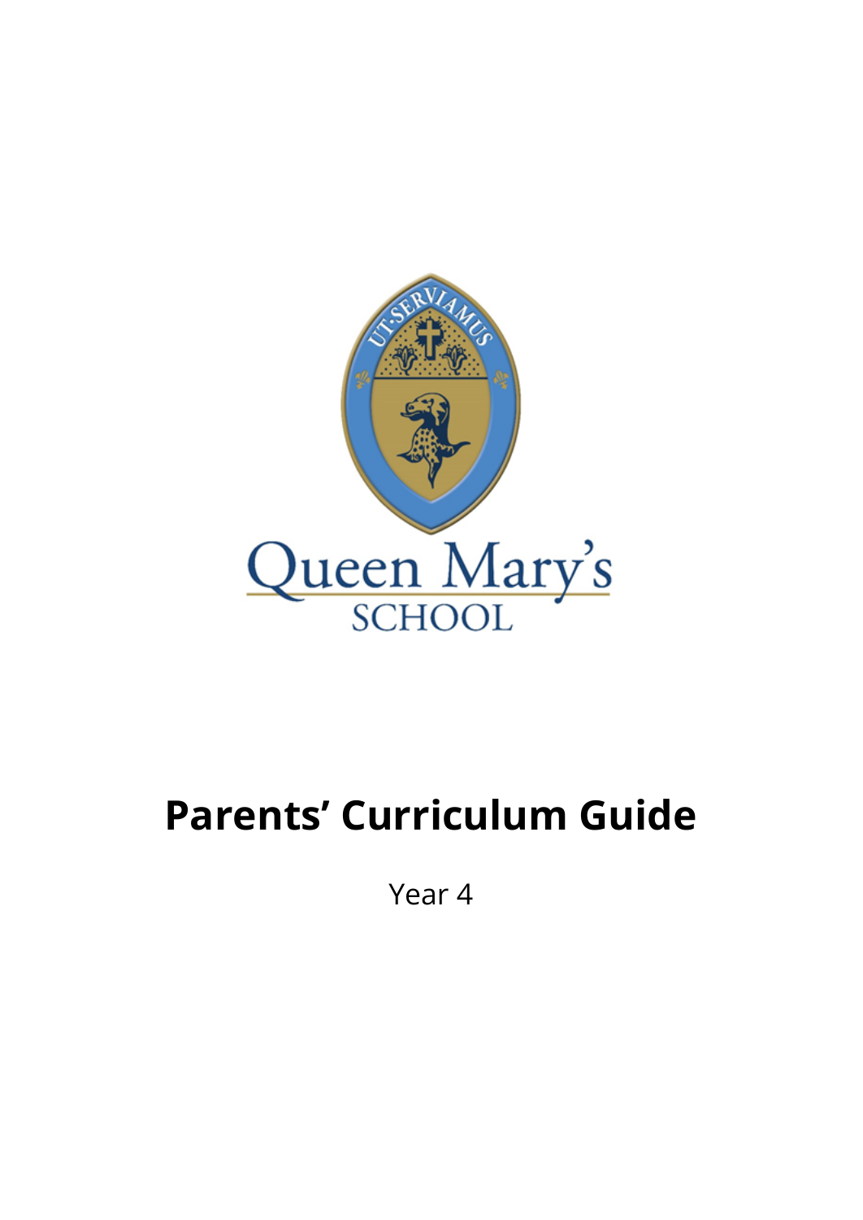# Parents' Curriculum Guide

Year 4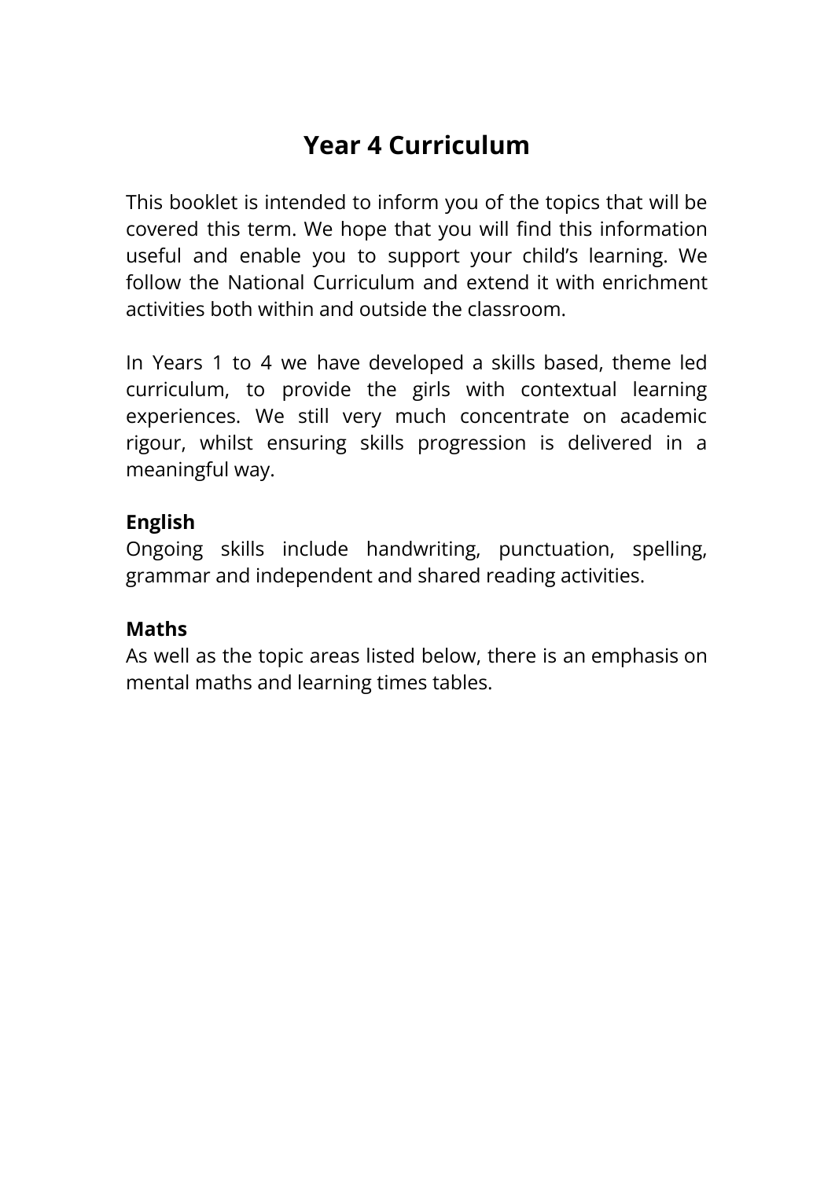# Year 4 Curriculum

This booklet is intended to inform you of the topics that will be covered this term. We hope that you will find this information useful and enable you to support your child's learning. We follow the National Curriculum and extend it with enrichment activities both within and outside the classroom.

In Years 1 to 4 we have developed a skills based, theme led curriculum, to provide the girls with contextual learning experiences. We still very much concentrate on academic rigour, whilst ensuring skills progression is delivered in a meaningful way.

**English**
Ongoing skills include handwriting, punctuation, spelling, grammar and independent and shared reading activities.

**Maths**
As well as the topic areas listed below, there is an emphasis on mental maths and learning times tables.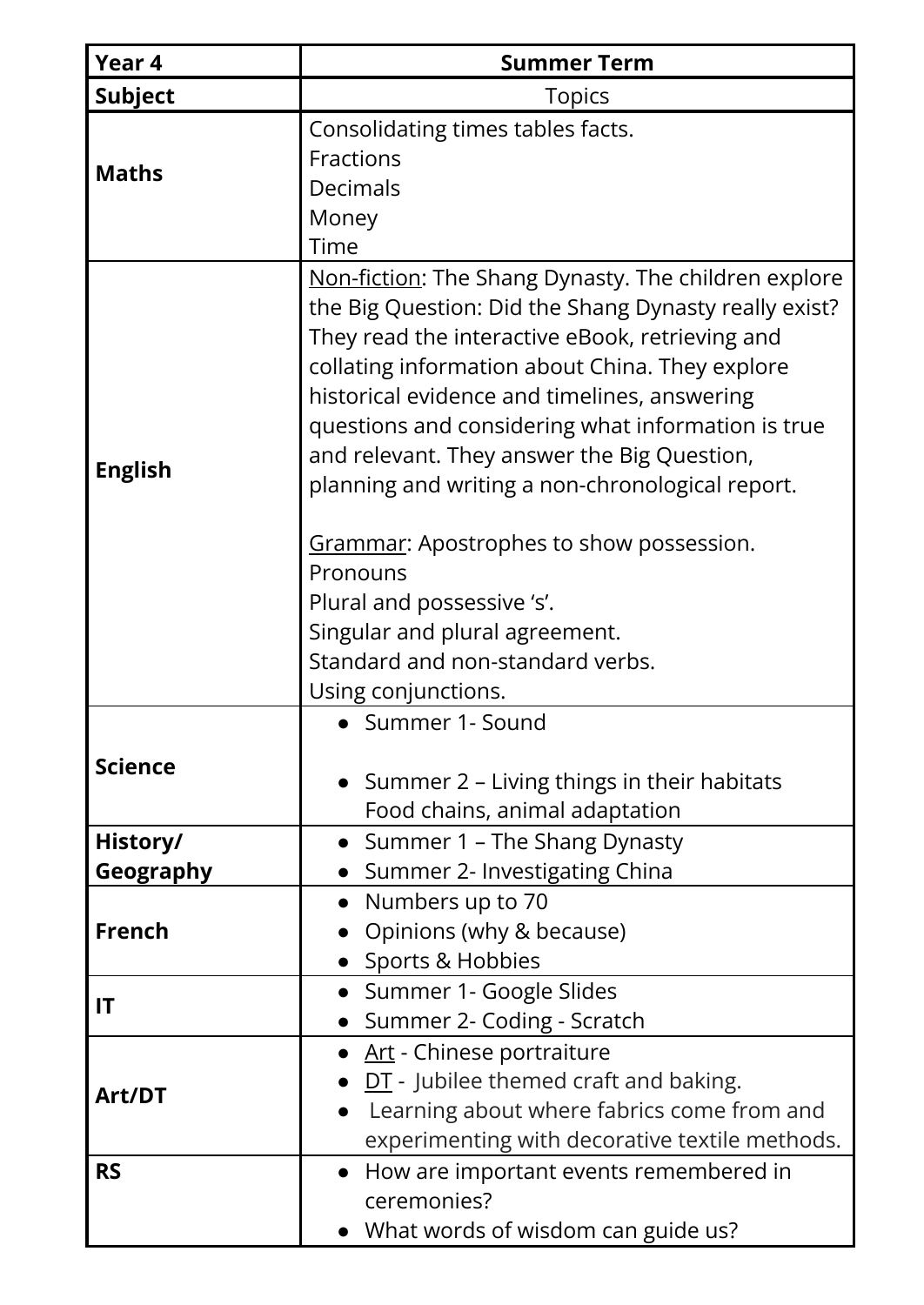| Year 4 | Summer Term |
|---|---|
| **Subject** | Topics |
| **Maths** | Consolidating times tables facts.<br>Fractions<br>Decimals<br>Money<br>Time |
| **English** | <u>Non-fiction</u>: The Shang Dynasty. The children explore the Big Question: Did the Shang Dynasty really exist? They read the interactive eBook, retrieving and collating information about China. They explore historical evidence and timelines, answering questions and considering what information is true and relevant. They answer the Big Question, planning and writing a non-chronological report.<br><br><u>Grammar</u>: Apostrophes to show possession.<br>Pronouns<br>Plural and possessive 's'.<br>Singular and plural agreement.<br>Standard and non-standard verbs.<br>Using conjunctions. |
| **Science** | • Summer 1- Sound<br><br>• Summer 2 – Living things in their habitats Food chains, animal adaptation |
| **History/ Geography** | • Summer 1 – The Shang Dynasty<br>• Summer 2- Investigating China |
| **French** | • Numbers up to 70<br>• Opinions (why & because)<br>• Sports & Hobbies |
| **IT** | • Summer 1- Google Slides<br>• Summer 2- Coding - Scratch |
| **Art/DT** | • <u>Art</u> - Chinese portraiture<br>• <u>DT</u> - Jubilee themed craft and baking.<br>• Learning about where fabrics come from and experimenting with decorative textile methods. |
| **RS** | • How are important events remembered in ceremonies?<br>• What words of wisdom can guide us? |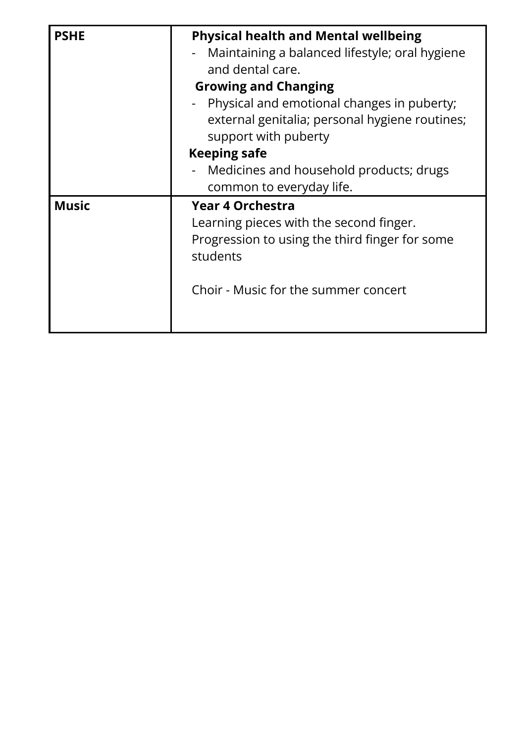| | |
|---|---|
| **PSHE** | **Physical health and Mental wellbeing**<br>- Maintaining a balanced lifestyle; oral hygiene and dental care.<br>**Growing and Changing**<br>- Physical and emotional changes in puberty; external genitalia; personal hygiene routines; support with puberty<br>**Keeping safe**<br>- Medicines and household products; drugs common to everyday life. |
| **Music** | **Year 4 Orchestra**<br>Learning pieces with the second finger. Progression to using the third finger for some students<br><br>Choir - Music for the summer concert |